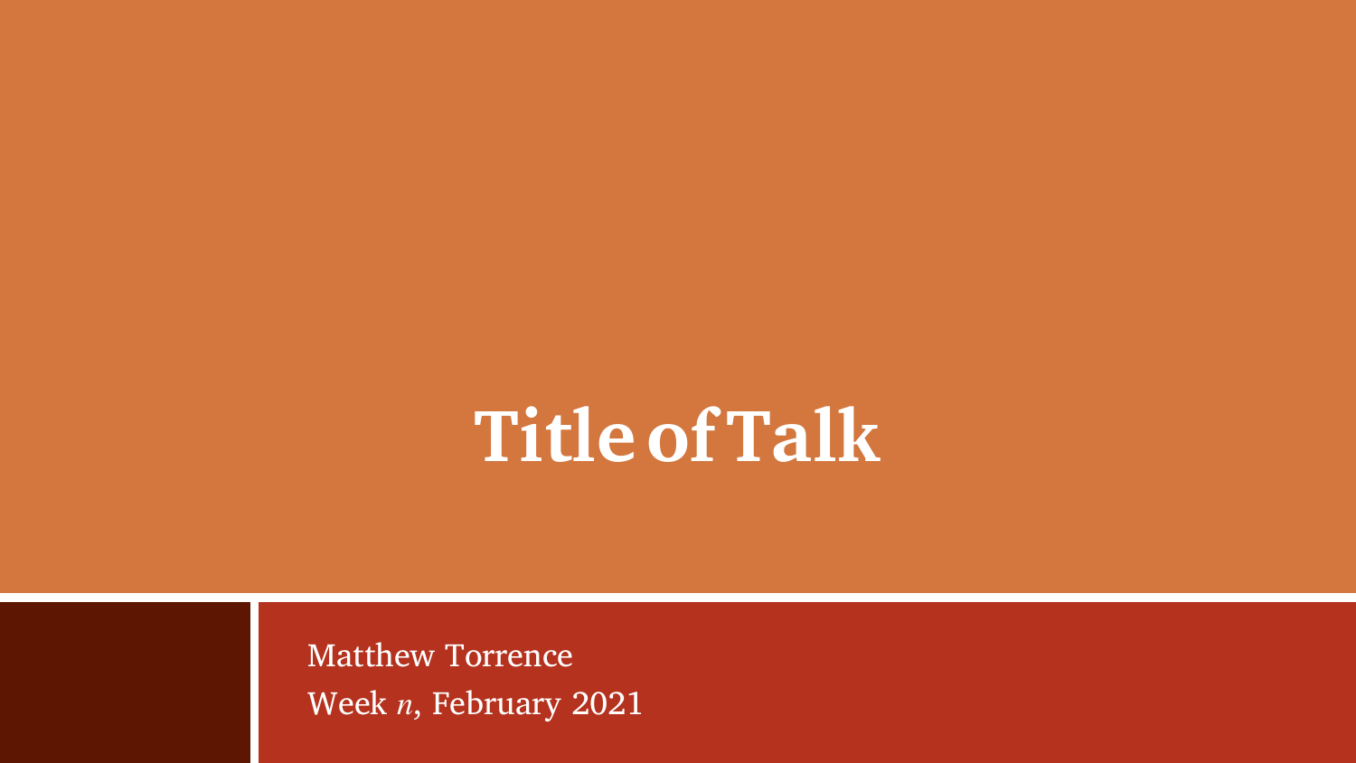# Title of Talk

Matthew Torrence

Week $n$, February 2021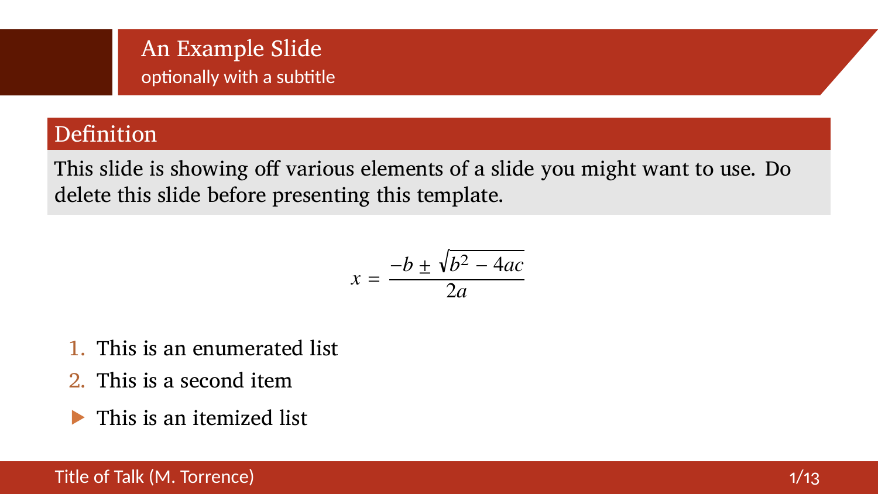# An Example Slide

optionally with a subtitle

## Definition

This slide is showing off various elements of a slide you might want to use. Do delete this slide before presenting this template.

$$x = \frac{-b \pm \sqrt{b^2 - 4ac}}{2a}$$

1. This is an enumerated list
2. This is a second item

- This is an itemized list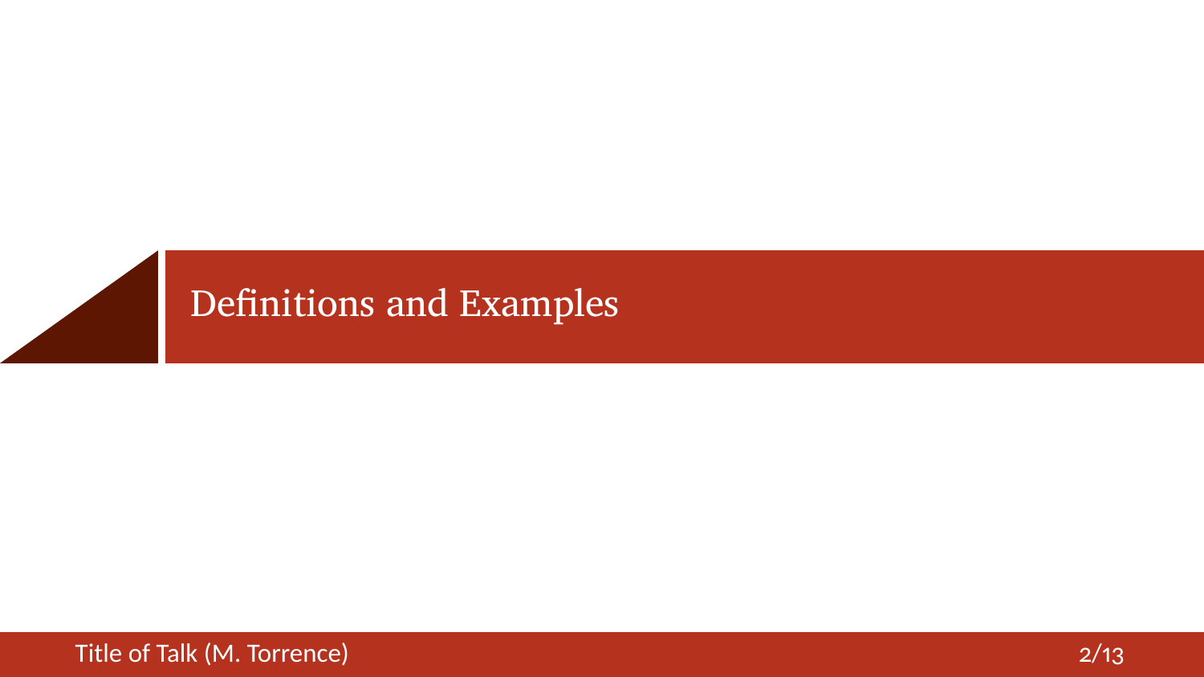# Definitions and Examples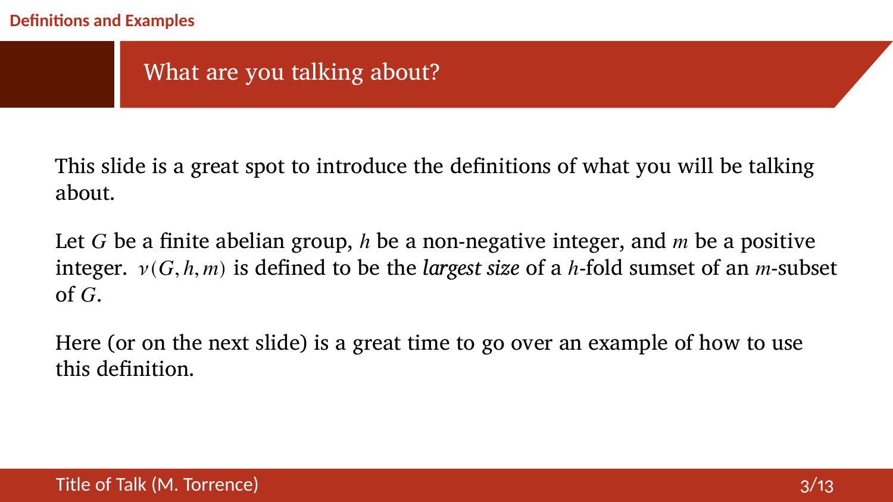## What are you talking about?

This slide is a great spot to introduce the definitions of what you will be talking about.

Let $G$ be a finite abelian group, $h$ be a non-negative integer, and $m$ be a positive integer. $\nu(G, h, m)$ is defined to be the *largest size* of a $h$-fold sumset of an $m$-subset of $G$.

Here (or on the next slide) is a great time to go over an example of how to use this definition.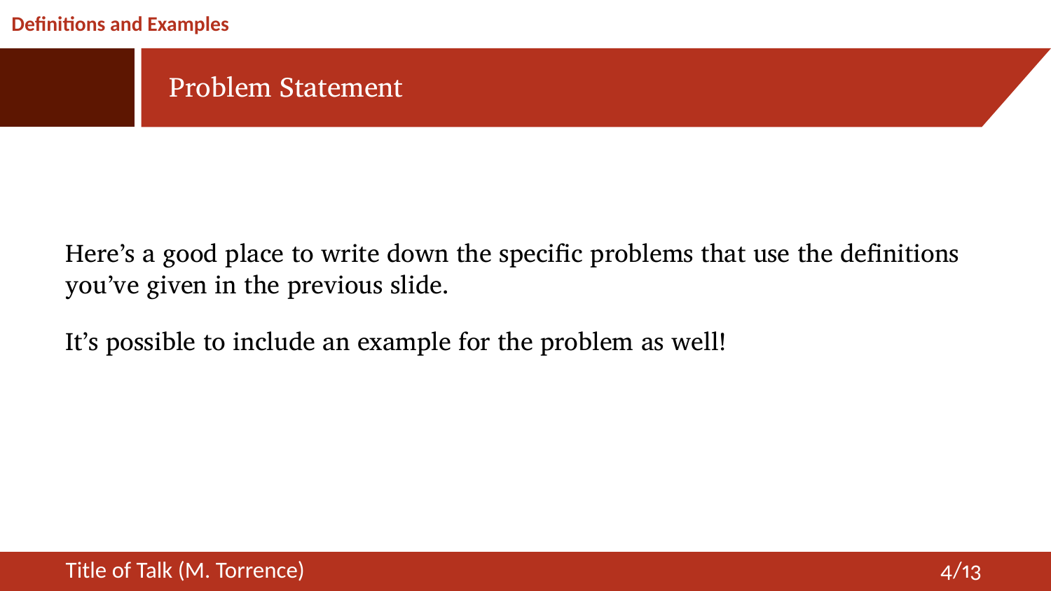## Problem Statement

Here’s a good place to write down the specific problems that use the definitions you’ve given in the previous slide.

It’s possible to include an example for the problem as well!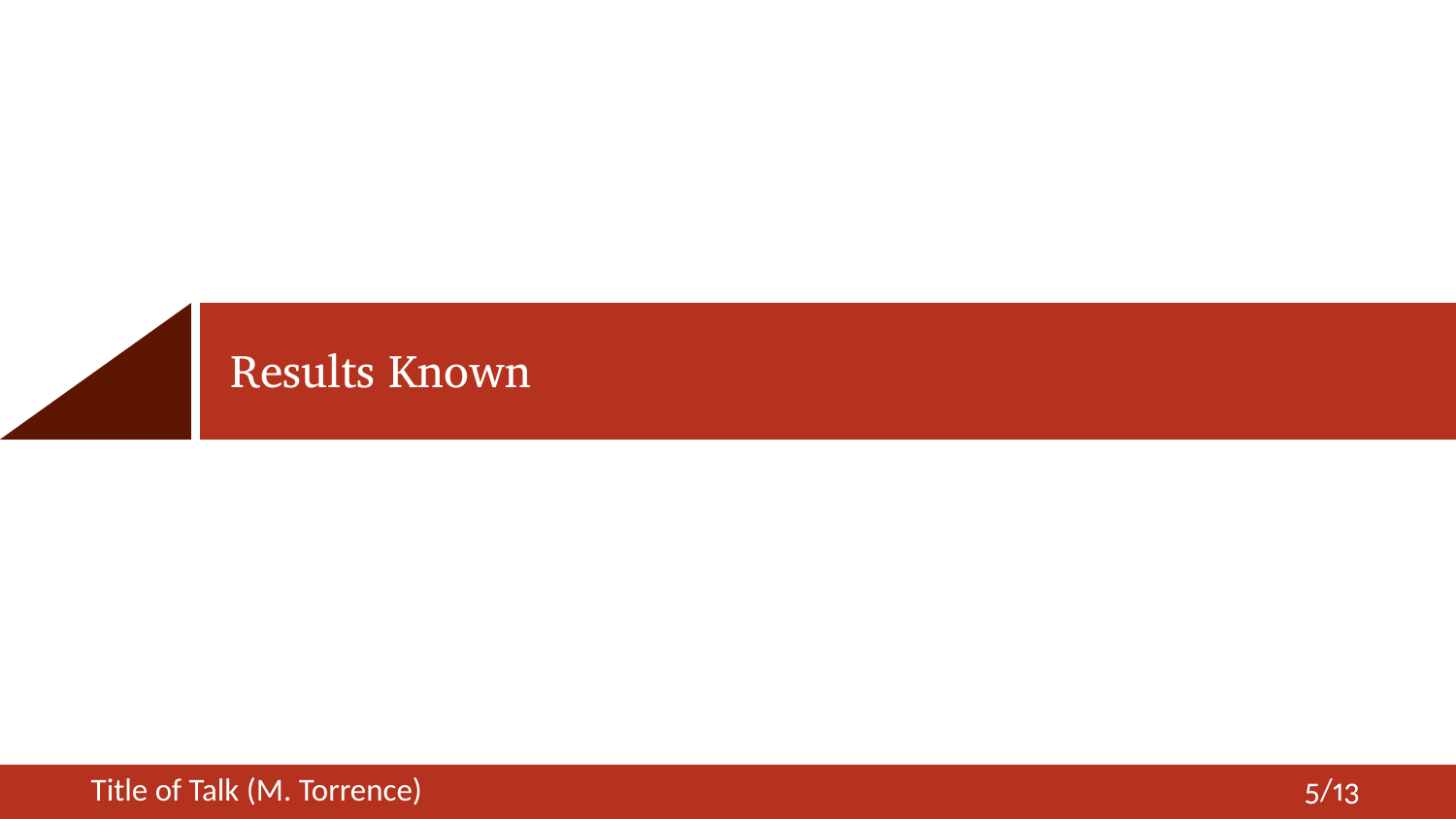# Results Known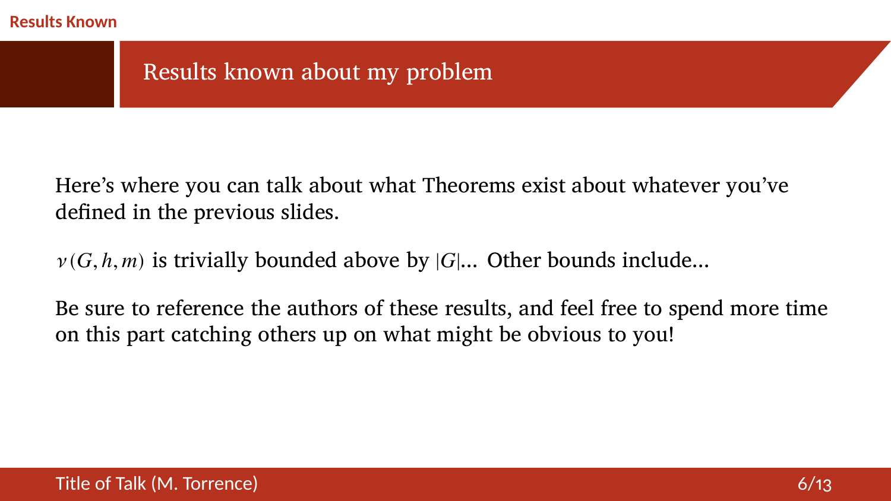## Results known about my problem

Here's where you can talk about what Theorems exist about whatever you've defined in the previous slides.

$\nu(G, h, m)$ is trivially bounded above by $|G|$... Other bounds include...

Be sure to reference the authors of these results, and feel free to spend more time on this part catching others up on what might be obvious to you!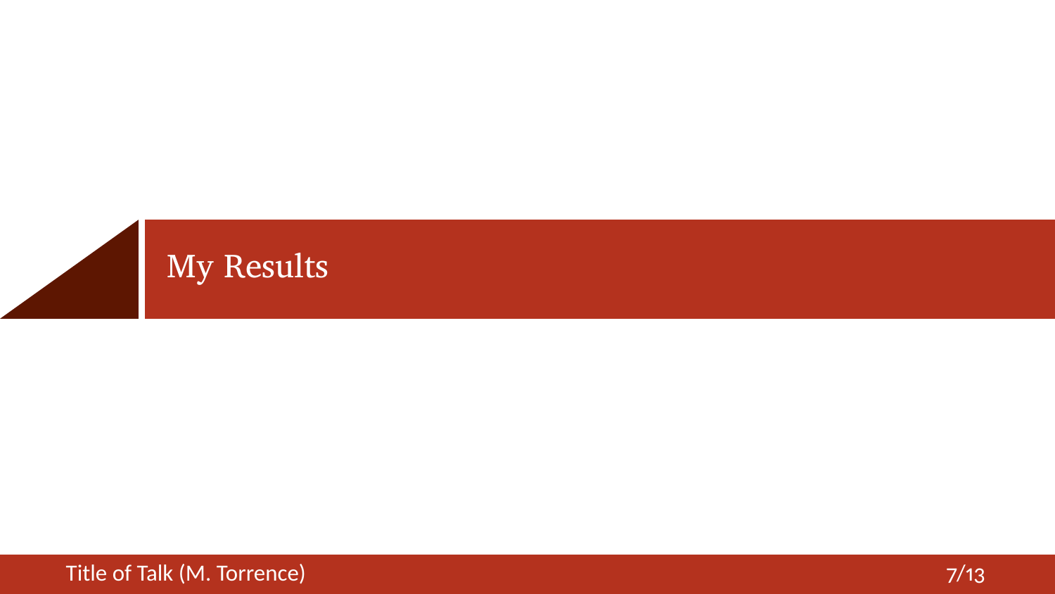# My Results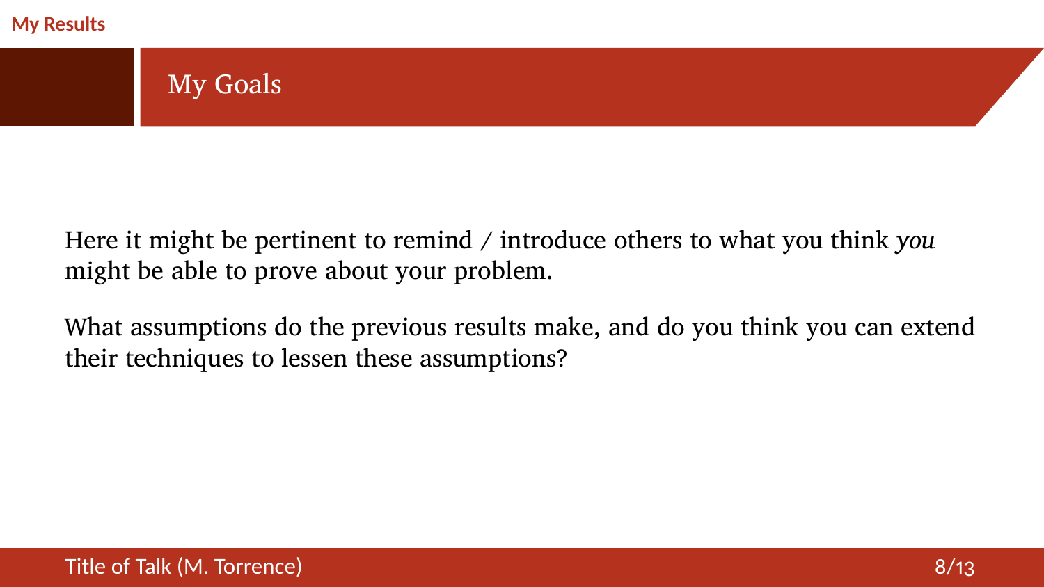## My Goals

Here it might be pertinent to remind / introduce others to what you think *you* might be able to prove about your problem.

What assumptions do the previous results make, and do you think you can extend their techniques to lessen these assumptions?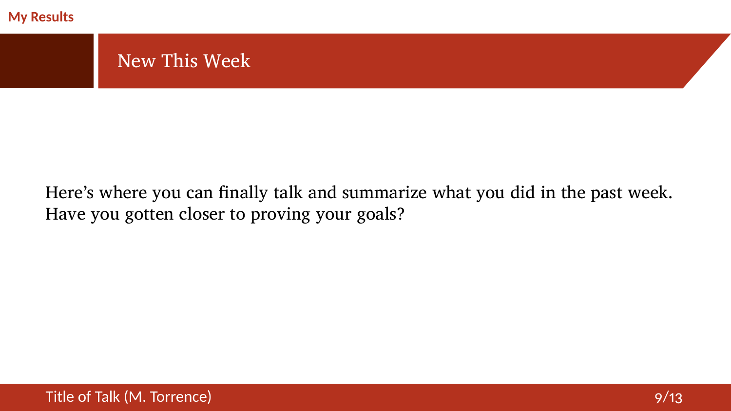## New This Week

Here's where you can finally talk and summarize what you did in the past week. Have you gotten closer to proving your goals?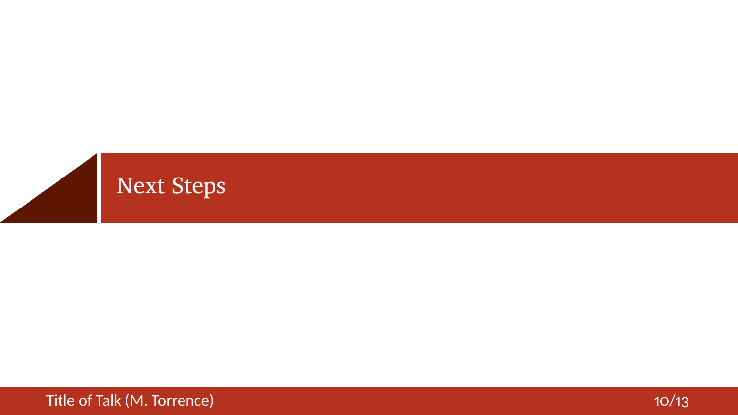# Next Steps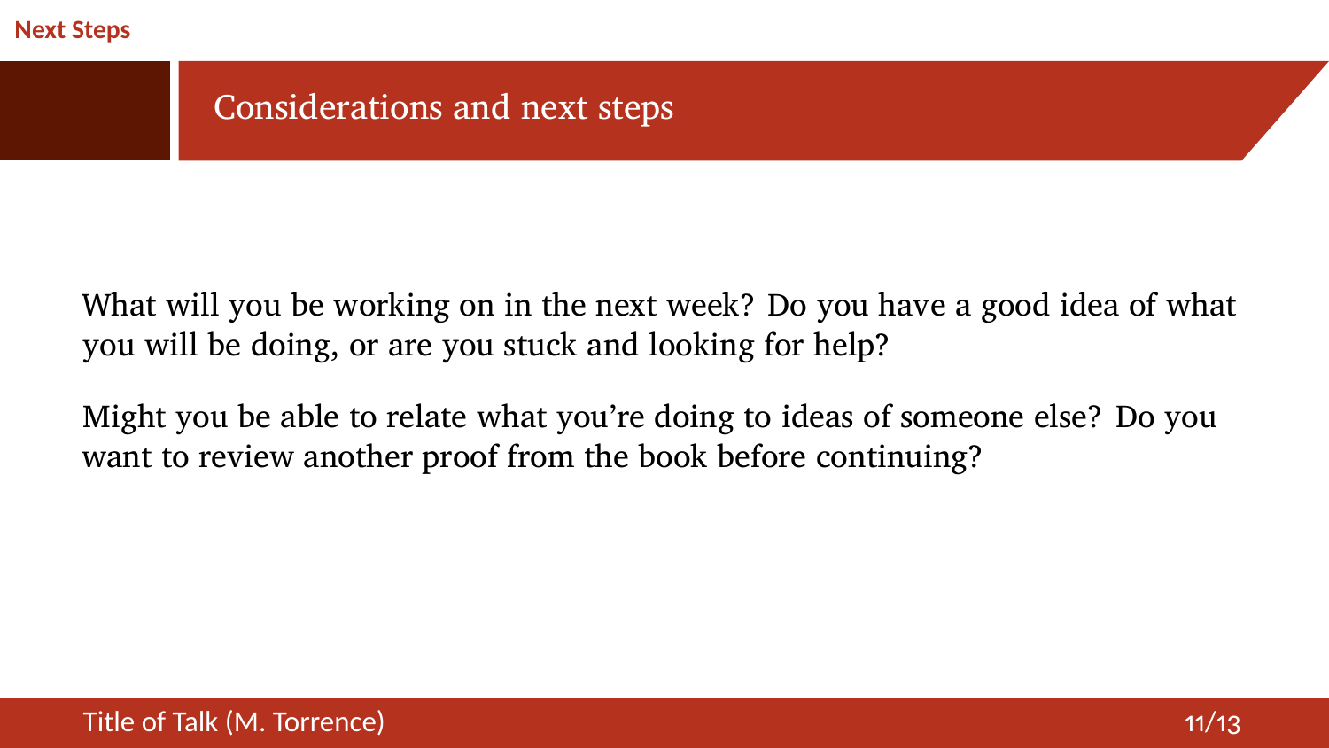## Considerations and next steps

What will you be working on in the next week? Do you have a good idea of what you will be doing, or are you stuck and looking for help?

Might you be able to relate what you're doing to ideas of someone else? Do you want to review another proof from the book before continuing?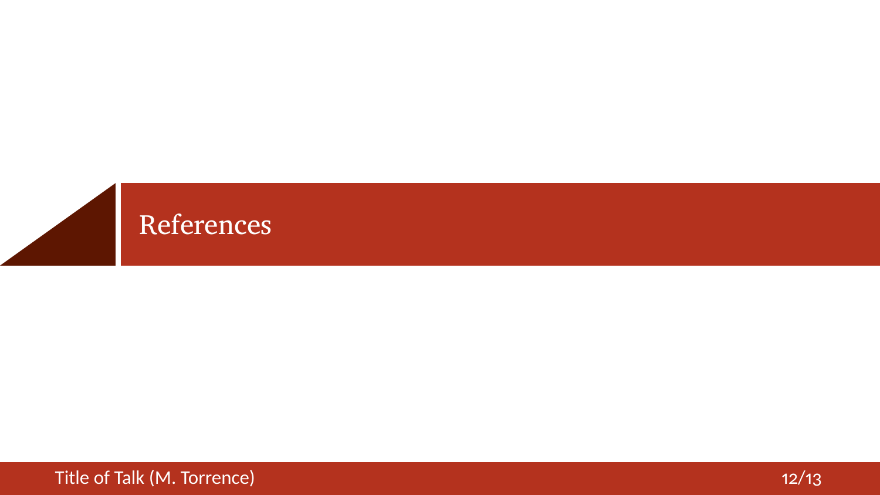# References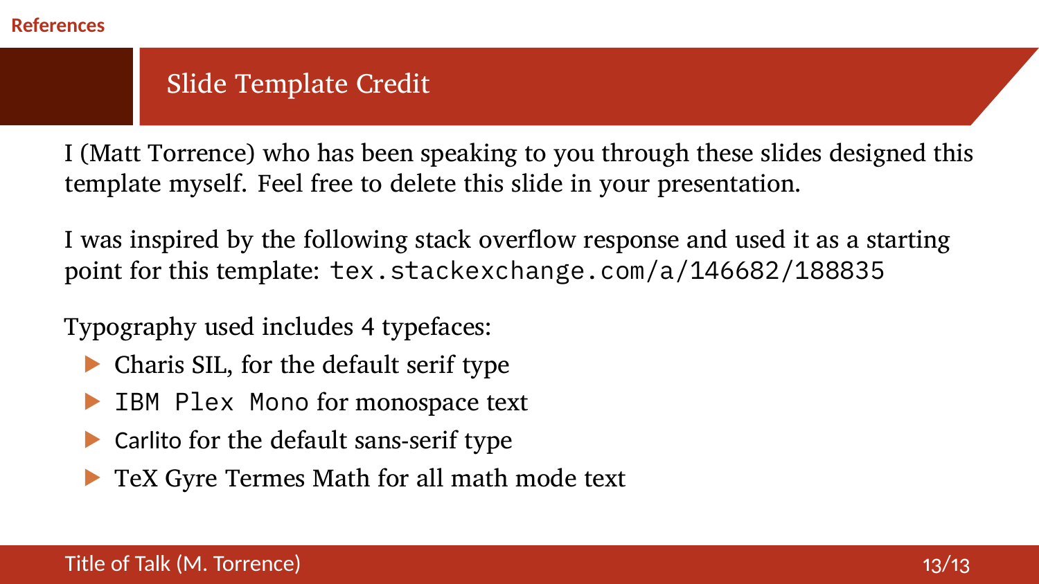## Slide Template Credit

I (Matt Torrence) who has been speaking to you through these slides designed this template myself. Feel free to delete this slide in your presentation.

I was inspired by the following stack overflow response and used it as a starting point for this template: `tex.stackexchange.com/a/146682/188835`

Typography used includes 4 typefaces:

- Charis SIL, for the default serif type
- `IBM Plex Mono` for monospace text
- Carlito for the default sans-serif type
- TeX Gyre Termes Math for all math mode text